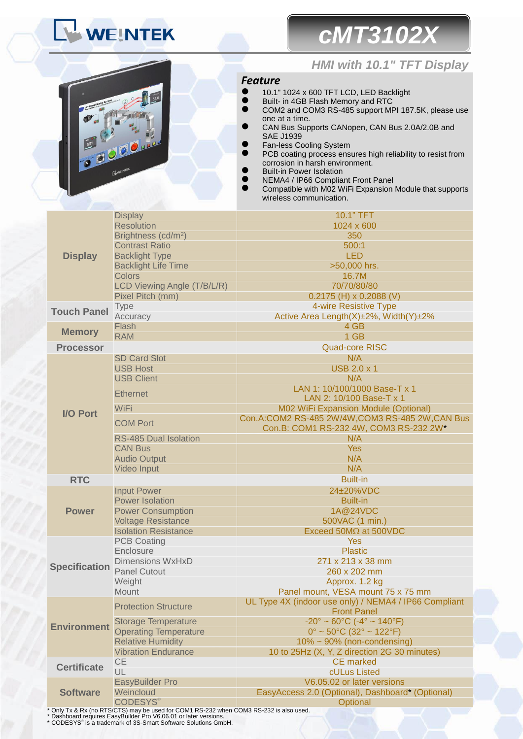WEINTEK

# cMT3102X

## HMI with 10.1" TFT Display

### Feature

- 10.1" 1024 x 600 TFT LCD, LED Backlight
- Built- in 4GB Flash Memory and RTC
- COM2 and COM3 RS-485 support MPI 187.5K, please use one at a time.
- CAN Bus Supports CANopen, CAN Bus 2.0A/2.0B and SAE J1939
- Fan-less Cooling System
- PCB coating process ensures high reliability to resist from corrosion in harsh environment.
- Built-in Power Isolation
- NEMA4 / IP66 Compliant Front Panel
- Compatible with M02 WiFi Expansion Module that supports wireless communication.

| | | |
|---|---|---|
| **Display** | Display | 10.1" TFT |
| | Resolution | 1024 x 600 |
| | Brightness (cd/m²) | 350 |
| | Contrast Ratio | 500:1 |
| | Backlight Type | LED |
| | Backlight Life Time | >50,000 hrs. |
| | Colors | 16.7M |
| | LCD Viewing Angle (T/B/L/R) | 70/70/80/80 |
| | Pixel Pitch (mm) | 0.2175 (H) x 0.2088 (V) |
| **Touch Panel** | Type | 4-wire Resistive Type |
| | Accuracy | Active Area Length(X)±2%, Width(Y)±2% |
| **Memory** | Flash | 4 GB |
| | RAM | 1 GB |
| **Processor** | | Quad-core RISC |
| **I/O Port** | SD Card Slot | N/A |
| | USB Host | USB 2.0 x 1 |
| | USB Client | N/A |
| | Ethernet | LAN 1: 10/100/1000 Base-T x 1<br>LAN 2: 10/100 Base-T x 1 |
| | WiFi | M02 WiFi Expansion Module (Optional) |
| | COM Port | Con.A:COM2 RS-485 2W/4W,COM3 RS-485 2W,CAN Bus<br>Con.B: COM1 RS-232 4W, COM3 RS-232 2W* |
| | RS-485 Dual Isolation | N/A |
| | CAN Bus | Yes |
| | Audio Output | N/A |
| | Video Input | N/A |
| **RTC** | | Built-in |
| **Power** | Input Power | 24±20%VDC |
| | Power Isolation | Built-in |
| | Power Consumption | 1A@24VDC |
| | Voltage Resistance | 500VAC (1 min.) |
| | Isolation Resistance | Exceed 50MΩ at 500VDC |
| **Specification** | PCB Coating | Yes |
| | Enclosure | Plastic |
| | Dimensions WxHxD | 271 x 213 x 38 mm |
| | Panel Cutout | 260 x 202 mm |
| | Weight | Approx. 1.2 kg |
| | Mount | Panel mount, VESA mount 75 x 75 mm |
| **Environment** | Protection Structure | UL Type 4X (indoor use only) / NEMA4 / IP66 Compliant Front Panel |
| | Storage Temperature | -20° ~ 60°C (-4° ~ 140°F) |
| | Operating Temperature | 0° ~ 50°C (32° ~ 122°F) |
| | Relative Humidity | 10% ~ 90% (non-condensing) |
| | Vibration Endurance | 10 to 25Hz (X, Y, Z direction 2G 30 minutes) |
| **Certificate** | CE | CE marked |
| | UL | cULus Listed |
| **Software** | EasyBuilder Pro | V6.05.02 or later versions |
| | Weincloud | EasyAccess 2.0 (Optional), Dashboard* (Optional) |
| | CODESYS® | Optional |

* Only Tx & Rx (no RTS/CTS) may be used for COM1 RS-232 when COM3 RS-232 is also used.
* Dashboard requires EasyBuilder Pro V6.06.01 or later versions.
* CODESYS® is a trademark of 3S-Smart Software Solutions GmbH.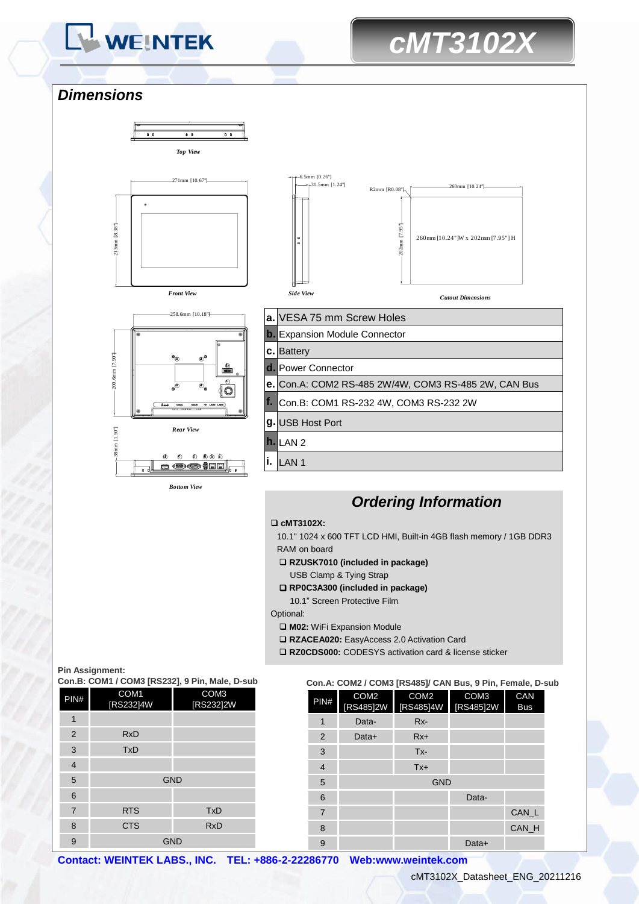## Dimensions

Top View

271mm [10.67"]

213mm [8.38"]

Front View

6.5mm [0.26"]

31.5mm [1.24"]

Side View

R2mm [R0.08"]

260mm [10.24"]

202mm [7.95"]

260mm [10.24"]W x 202mm [7.95"] H

Cutout Dimensions

258.6mm [10.18"]

200.6mm [7.90"]

Rear View

38mm [1.50"]

Bottom View

| | |
|---|---|
| a. | VESA 75 mm Screw Holes |
| b. | Expansion Module Connector |
| c. | Battery |
| d. | Power Connector |
| e. | Con.A: COM2 RS-485 2W/4W, COM3 RS-485 2W, CAN Bus |
| f. | Con.B: COM1 RS-232 4W, COM3 RS-232 2W |
| g. | USB Host Port |
| h. | LAN 2 |
| i. | LAN 1 |

## Ordering Information

❑ **cMT3102X:**
10.1" 1024 x 600 TFT LCD HMI, Built-in 4GB flash memory / 1GB DDR3 RAM on board

- ❑ **RZUSK7010 (included in package)**
  USB Clamp & Tying Strap
- ❑ **RP0C3A300 (included in package)**
  10.1" Screen Protective Film

Optional:

- ❑ **M02:** WiFi Expansion Module
- ❑ **RZACEA020:** EasyAccess 2.0 Activation Card
- ❑ **RZ0CDS000:** CODESYS activation card & license sticker

**Pin Assignment:**

**Con.B: COM1 / COM3 [RS232], 9 Pin, Male, D-sub**

| PIN# | COM1 [RS232]4W | COM3 [RS232]2W |
|---|---|---|
| 1 | | |
| 2 | RxD | |
| 3 | TxD | |
| 4 | | |
| 5 | GND | |
| 6 | | |
| 7 | RTS | TxD |
| 8 | CTS | RxD |
| 9 | GND | |

**Con.A: COM2 / COM3 [RS485]/ CAN Bus, 9 Pin, Female, D-sub**

| PIN# | COM2 [RS485]2W | COM2 [RS485]4W | COM3 [RS485]2W | CAN Bus |
|---|---|---|---|---|
| 1 | Data- | Rx- | | |
| 2 | Data+ | Rx+ | | |
| 3 | | Tx- | | |
| 4 | | Tx+ | | |
| 5 | GND | | | |
| 6 | | | Data- | |
| 7 | | | | CAN_L |
| 8 | | | | CAN_H |
| 9 | | | Data+ | |

**Contact: WEINTEK LABS., INC. TEL: +886-2-22286770 Web:www.weintek.com**

cMT3102X_Datasheet_ENG_20211216